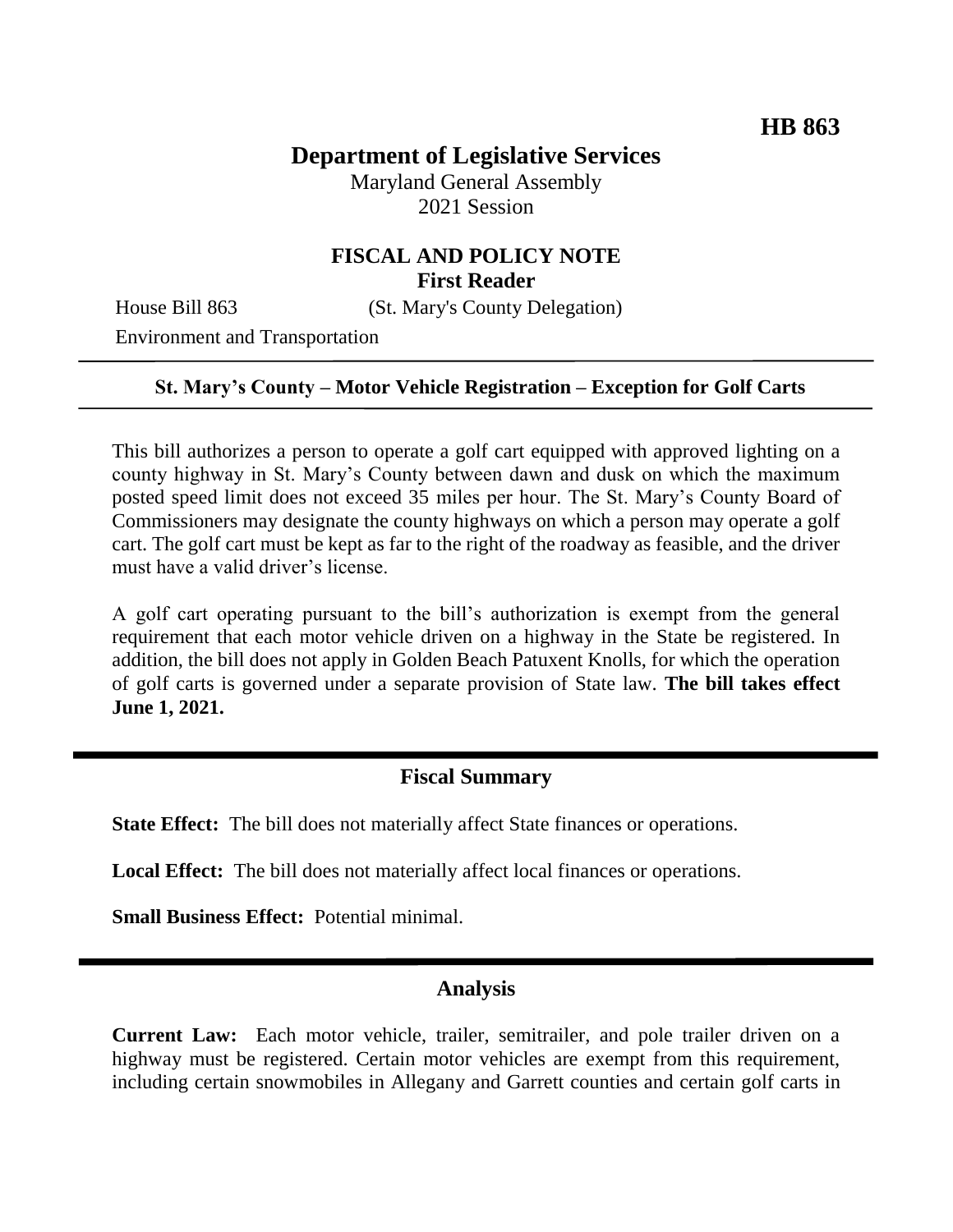**HB 863**

# Department of Legislative Services

Maryland General Assembly
2021 Session

## FISCAL AND POLICY NOTE
**First Reader**

House Bill 863 (St. Mary's County Delegation)
Environment and Transportation

---

**St. Mary's County – Motor Vehicle Registration – Exception for Golf Carts**

---

This bill authorizes a person to operate a golf cart equipped with approved lighting on a county highway in St. Mary's County between dawn and dusk on which the maximum posted speed limit does not exceed 35 miles per hour. The St. Mary's County Board of Commissioners may designate the county highways on which a person may operate a golf cart. The golf cart must be kept as far to the right of the roadway as feasible, and the driver must have a valid driver's license.

A golf cart operating pursuant to the bill's authorization is exempt from the general requirement that each motor vehicle driven on a highway in the State be registered. In addition, the bill does not apply in Golden Beach Patuxent Knolls, for which the operation of golf carts is governed under a separate provision of State law. **The bill takes effect June 1, 2021.**

---

## Fiscal Summary

**State Effect:** The bill does not materially affect State finances or operations.

**Local Effect:** The bill does not materially affect local finances or operations.

**Small Business Effect:** Potential minimal.

---

## Analysis

**Current Law:** Each motor vehicle, trailer, semitrailer, and pole trailer driven on a highway must be registered. Certain motor vehicles are exempt from this requirement, including certain snowmobiles in Allegany and Garrett counties and certain golf carts in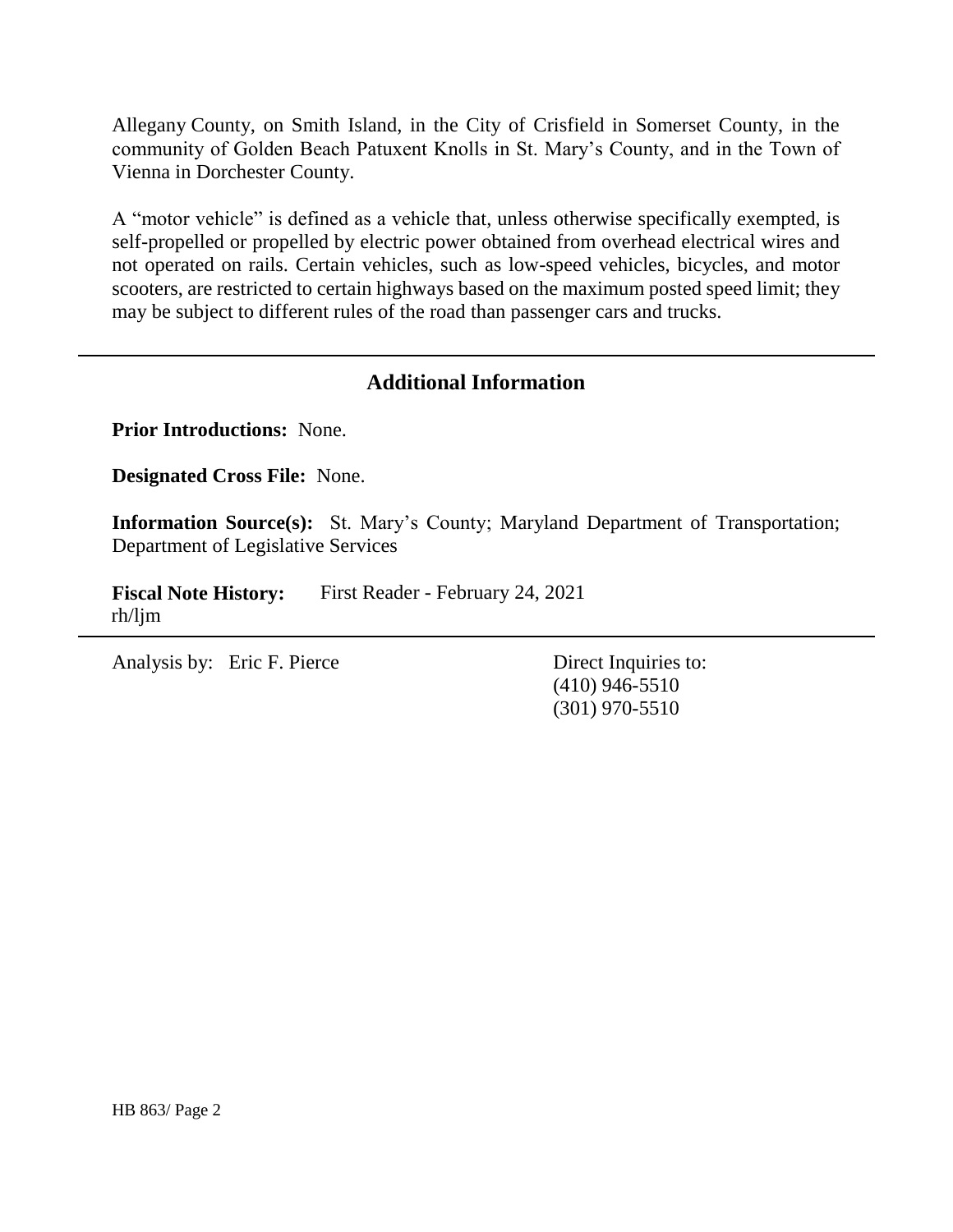Allegany County, on Smith Island, in the City of Crisfield in Somerset County, in the community of Golden Beach Patuxent Knolls in St. Mary's County, and in the Town of Vienna in Dorchester County.

A "motor vehicle" is defined as a vehicle that, unless otherwise specifically exempted, is self-propelled or propelled by electric power obtained from overhead electrical wires and not operated on rails. Certain vehicles, such as low-speed vehicles, bicycles, and motor scooters, are restricted to certain highways based on the maximum posted speed limit; they may be subject to different rules of the road than passenger cars and trucks.

## Additional Information

**Prior Introductions:** None.

**Designated Cross File:** None.

**Information Source(s):** St. Mary's County; Maryland Department of Transportation; Department of Legislative Services

**Fiscal Note History:** First Reader - February 24, 2021
rh/ljm

Analysis by: Eric F. Pierce

Direct Inquiries to:
(410) 946-5510
(301) 970-5510